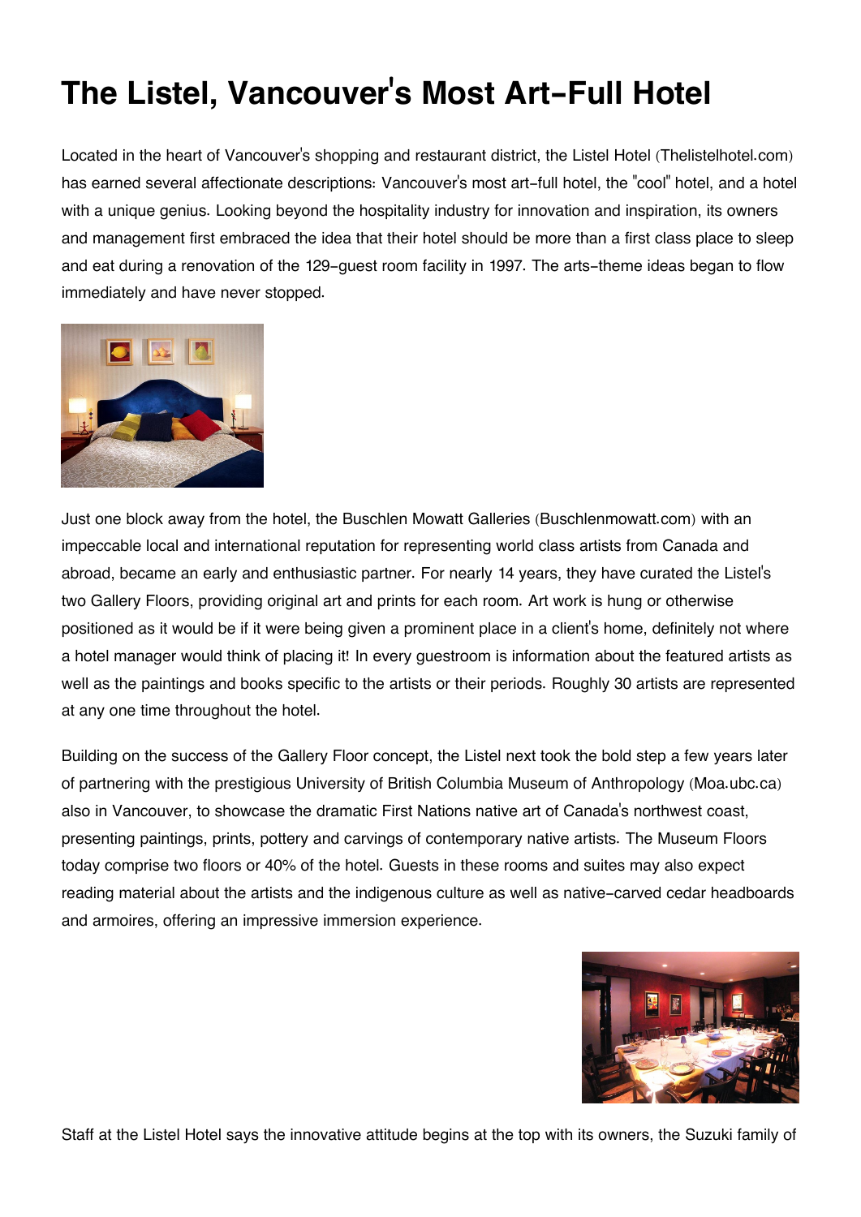# The Listel, Vancouver's Most Art-Full Hotel

Located in the heart of Vancouver's shopping and restaurant district, the Listel Hotel (Thelistelhotel.com) has earned several affectionate descriptions: Vancouver's most art-full hotel, the "cool" hotel, and a hotel with a unique genius. Looking beyond the hospitality industry for innovation and inspiration, its owners and management first embraced the idea that their hotel should be more than a first class place to sleep and eat during a renovation of the 129-guest room facility in 1997. The arts-theme ideas began to flow immediately and have never stopped.

Just one block away from the hotel, the Buschlen Mowatt Galleries (Buschlenmowatt.com) with an impeccable local and international reputation for representing world class artists from Canada and abroad, became an early and enthusiastic partner. For nearly 14 years, they have curated the Listel's two Gallery Floors, providing original art and prints for each room. Art work is hung or otherwise positioned as it would be if it were being given a prominent place in a client's home, definitely not where a hotel manager would think of placing it! In every guestroom is information about the featured artists as well as the paintings and books specific to the artists or their periods. Roughly 30 artists are represented at any one time throughout the hotel.

Building on the success of the Gallery Floor concept, the Listel next took the bold step a few years later of partnering with the prestigious University of British Columbia Museum of Anthropology (Moa.ubc.ca) also in Vancouver, to showcase the dramatic First Nations native art of Canada's northwest coast, presenting paintings, prints, pottery and carvings of contemporary native artists. The Museum Floors today comprise two floors or 40% of the hotel. Guests in these rooms and suites may also expect reading material about the artists and the indigenous culture as well as native-carved cedar headboards and armoires, offering an impressive immersion experience.

Staff at the Listel Hotel says the innovative attitude begins at the top with its owners, the Suzuki family of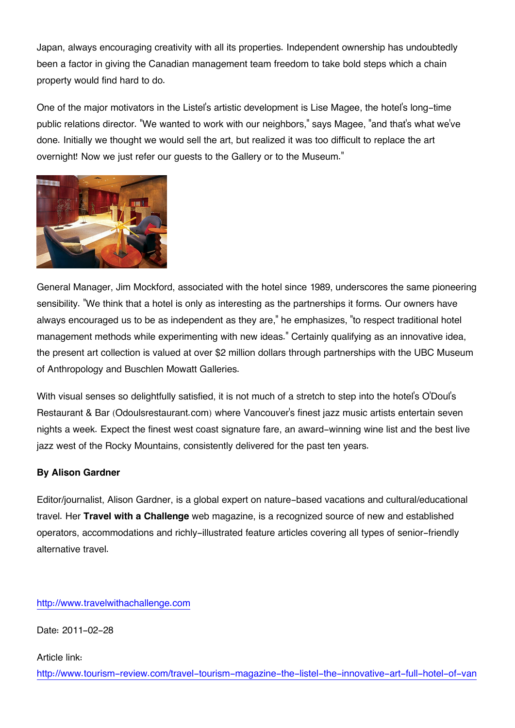Japan, always encouraging creativity with all its properties. Independent ownership has undoubtedly been a factor in giving the Canadian management team freedom to take bold steps which a chain property would find hard to do.

One of the major motivators in the Listel's artistic development is Lise Magee, the hotel's long-time public relations director. "We wanted to work with our neighbors," says Magee, "and that's what we've done. Initially we thought we would sell the art, but realized it was too difficult to replace the art overnight! Now we just refer our guests to the Gallery or to the Museum."

General Manager, Jim Mockford, associated with the hotel since 1989, underscores the same pioneering sensibility. "We think that a hotel is only as interesting as the partnerships it forms. Our owners have always encouraged us to be as independent as they are," he emphasizes, "to respect traditional hotel management methods while experimenting with new ideas." Certainly qualifying as an innovative idea, the present art collection is valued at over $2 million dollars through partnerships with the UBC Museum of Anthropology and Buschlen Mowatt Galleries.

With visual senses so delightfully satisfied, it is not much of a stretch to step into the hotel's O'Doul's Restaurant & Bar (Odoulsrestaurant.com) where Vancouver's finest jazz music artists entertain seven nights a week. Expect the finest west coast signature fare, an award-winning wine list and the best live jazz west of the Rocky Mountains, consistently delivered for the past ten years.

**By Alison Gardner**

Editor/journalist, Alison Gardner, is a global expert on nature-based vacations and cultural/educational travel. Her **Travel with a Challenge** web magazine, is a recognized source of new and established operators, accommodations and richly-illustrated feature articles covering all types of senior-friendly alternative travel.

http://www.travelwithachallenge.com

Date: 2011-02-28

Article link:
http://www.tourism-review.com/travel-tourism-magazine-the-listel-the-innovative-art-full-hotel-of-van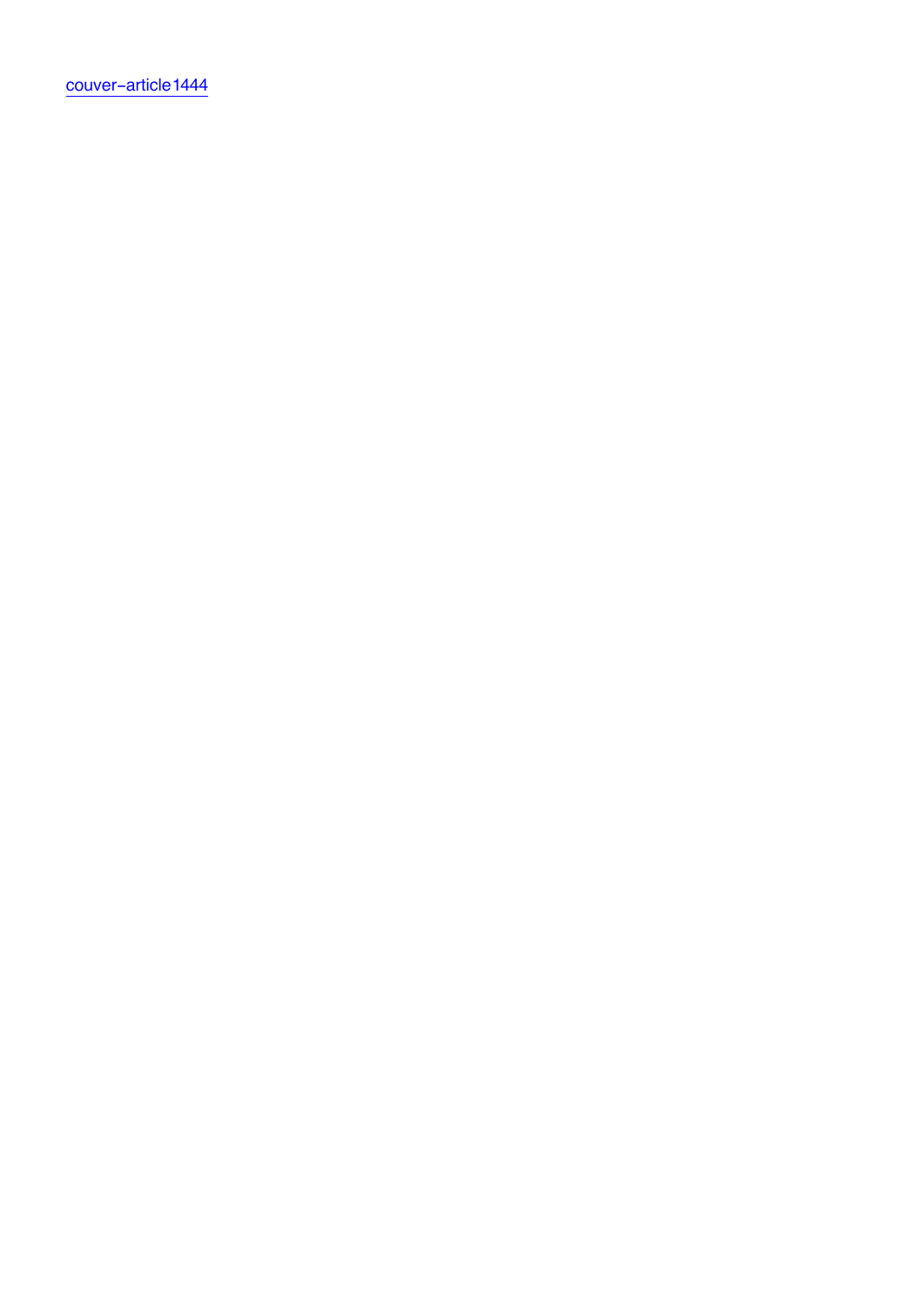couver-article1444